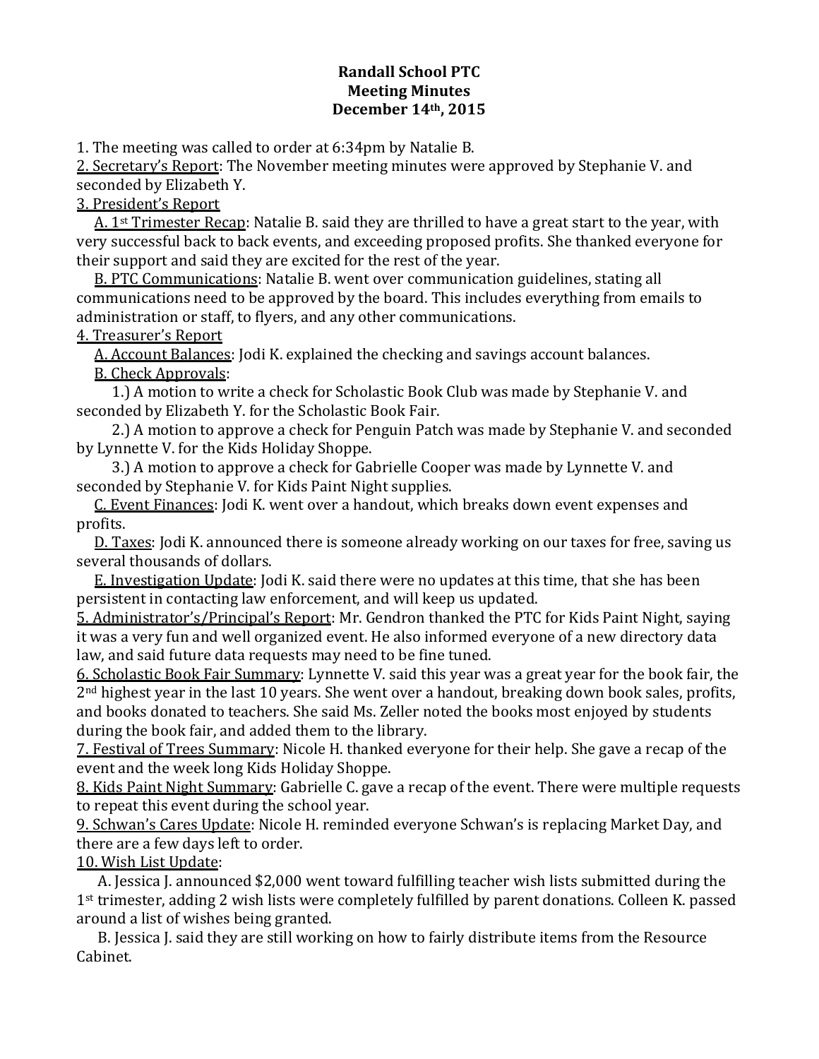**Randall School PTC**
**Meeting Minutes**
**December 14th, 2015**

1. The meeting was called to order at 6:34pm by Natalie B.

2. Secretary's Report: The November meeting minutes were approved by Stephanie V. and seconded by Elizabeth Y.

3. President's Report

   A. 1st Trimester Recap: Natalie B. said they are thrilled to have a great start to the year, with very successful back to back events, and exceeding proposed profits. She thanked everyone for their support and said they are excited for the rest of the year.

   B. PTC Communications: Natalie B. went over communication guidelines, stating all communications need to be approved by the board. This includes everything from emails to administration or staff, to flyers, and any other communications.

4. Treasurer's Report

   A. Account Balances: Jodi K. explained the checking and savings account balances.

   B. Check Approvals:

      1.) A motion to write a check for Scholastic Book Club was made by Stephanie V. and seconded by Elizabeth Y. for the Scholastic Book Fair.

      2.) A motion to approve a check for Penguin Patch was made by Stephanie V. and seconded by Lynnette V. for the Kids Holiday Shoppe.

      3.) A motion to approve a check for Gabrielle Cooper was made by Lynnette V. and seconded by Stephanie V. for Kids Paint Night supplies.

   C. Event Finances: Jodi K. went over a handout, which breaks down event expenses and profits.

   D. Taxes: Jodi K. announced there is someone already working on our taxes for free, saving us several thousands of dollars.

   E. Investigation Update: Jodi K. said there were no updates at this time, that she has been persistent in contacting law enforcement, and will keep us updated.

5. Administrator's/Principal's Report: Mr. Gendron thanked the PTC for Kids Paint Night, saying it was a very fun and well organized event. He also informed everyone of a new directory data law, and said future data requests may need to be fine tuned.

6. Scholastic Book Fair Summary: Lynnette V. said this year was a great year for the book fair, the 2nd highest year in the last 10 years. She went over a handout, breaking down book sales, profits, and books donated to teachers. She said Ms. Zeller noted the books most enjoyed by students during the book fair, and added them to the library.

7. Festival of Trees Summary: Nicole H. thanked everyone for their help. She gave a recap of the event and the week long Kids Holiday Shoppe.

8. Kids Paint Night Summary: Gabrielle C. gave a recap of the event. There were multiple requests to repeat this event during the school year.

9. Schwan's Cares Update: Nicole H. reminded everyone Schwan's is replacing Market Day, and there are a few days left to order.

10. Wish List Update:

   A. Jessica J. announced $2,000 went toward fulfilling teacher wish lists submitted during the 1st trimester, adding 2 wish lists were completely fulfilled by parent donations. Colleen K. passed around a list of wishes being granted.

   B. Jessica J. said they are still working on how to fairly distribute items from the Resource Cabinet.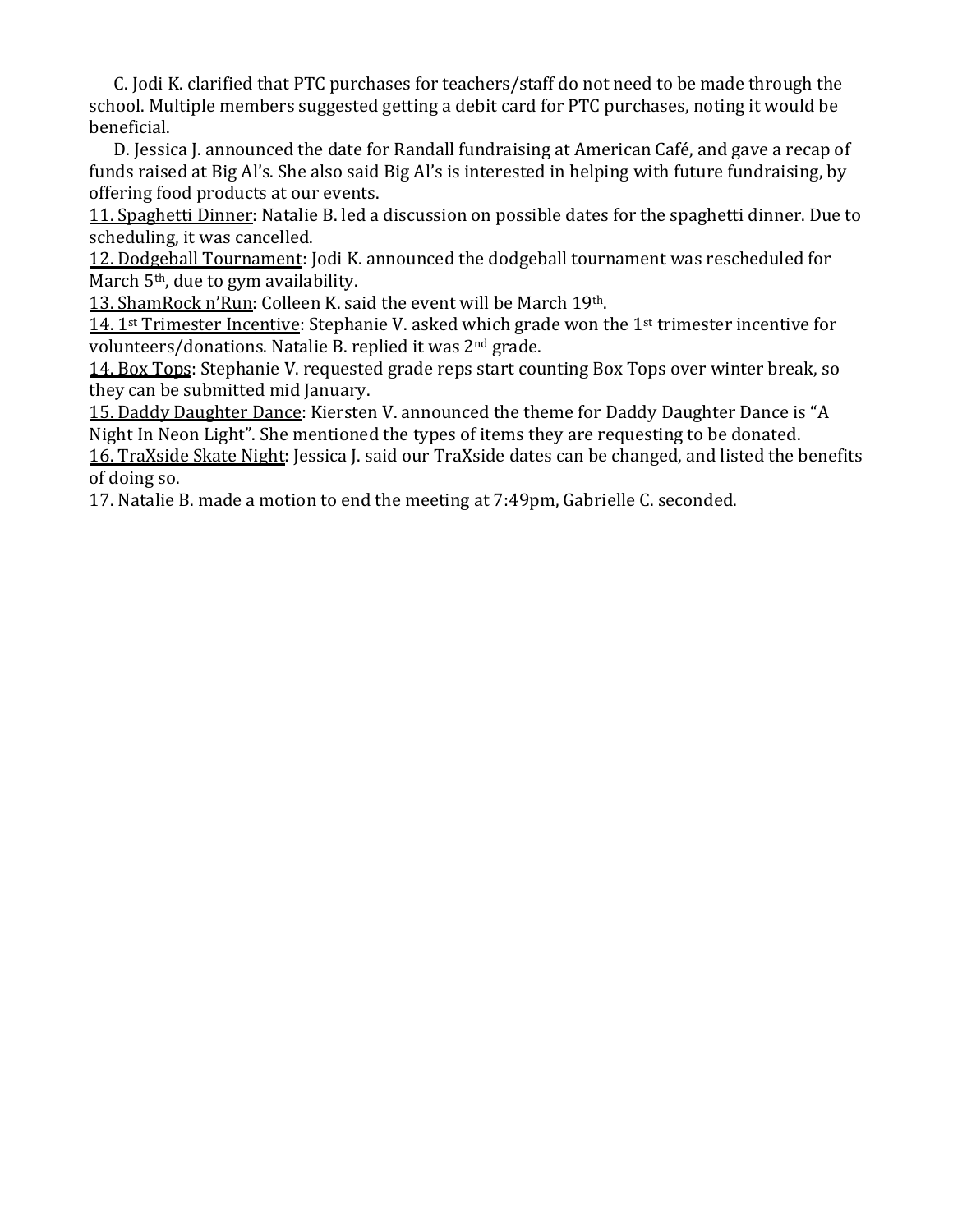C. Jodi K. clarified that PTC purchases for teachers/staff do not need to be made through the school. Multiple members suggested getting a debit card for PTC purchases, noting it would be beneficial.

D. Jessica J. announced the date for Randall fundraising at American Café, and gave a recap of funds raised at Big Al's. She also said Big Al's is interested in helping with future fundraising, by offering food products at our events.

<u>11. Spaghetti Dinner</u>: Natalie B. led a discussion on possible dates for the spaghetti dinner. Due to scheduling, it was cancelled.

<u>12. Dodgeball Tournament</u>: Jodi K. announced the dodgeball tournament was rescheduled for March 5th, due to gym availability.

<u>13. ShamRock n'Run</u>: Colleen K. said the event will be March 19th.

<u>14. 1st Trimester Incentive</u>: Stephanie V. asked which grade won the 1st trimester incentive for volunteers/donations. Natalie B. replied it was 2nd grade.

<u>14. Box Tops</u>: Stephanie V. requested grade reps start counting Box Tops over winter break, so they can be submitted mid January.

<u>15. Daddy Daughter Dance</u>: Kiersten V. announced the theme for Daddy Daughter Dance is "A Night In Neon Light". She mentioned the types of items they are requesting to be donated.

<u>16. TraXside Skate Night</u>: Jessica J. said our TraXside dates can be changed, and listed the benefits of doing so.

17. Natalie B. made a motion to end the meeting at 7:49pm, Gabrielle C. seconded.